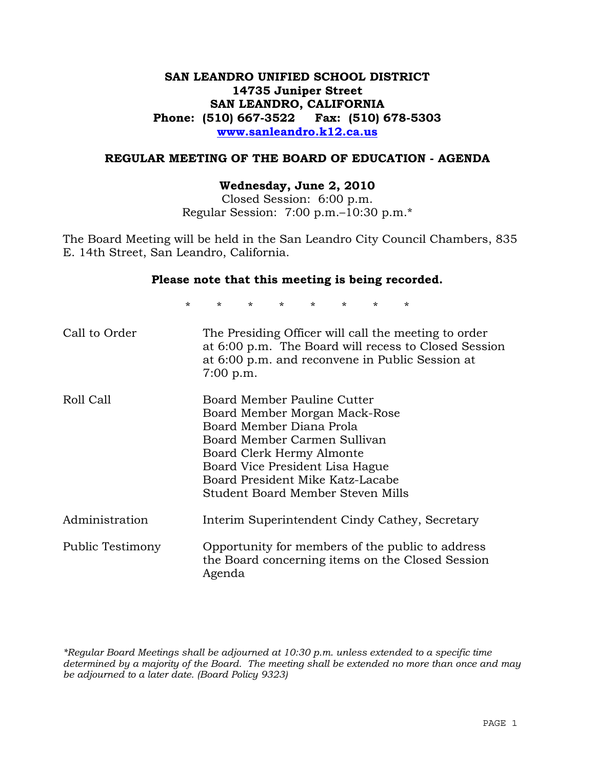**SAN LEANDRO UNIFIED SCHOOL DISTRICT**
**14735 Juniper Street**
**SAN LEANDRO, CALIFORNIA**
**Phone: (510) 667-3522 Fax: (510) 678-5303**
**www.sanleandro.k12.ca.us**

## REGULAR MEETING OF THE BOARD OF EDUCATION - AGENDA

**Wednesday, June 2, 2010**
Closed Session: 6:00 p.m.
Regular Session: 7:00 p.m.–10:30 p.m.*

The Board Meeting will be held in the San Leandro City Council Chambers, 835 E. 14th Street, San Leandro, California.

**Please note that this meeting is being recorded.**

\* \* \* \* \* \* \* \*

| | |
|---|---|
| Call to Order | The Presiding Officer will call the meeting to order at 6:00 p.m. The Board will recess to Closed Session at 6:00 p.m. and reconvene in Public Session at 7:00 p.m. |
| Roll Call | Board Member Pauline Cutter<br>Board Member Morgan Mack-Rose<br>Board Member Diana Prola<br>Board Member Carmen Sullivan<br>Board Clerk Hermy Almonte<br>Board Vice President Lisa Hague<br>Board President Mike Katz-Lacabe<br>Student Board Member Steven Mills |
| Administration | Interim Superintendent Cindy Cathey, Secretary |
| Public Testimony | Opportunity for members of the public to address the Board concerning items on the Closed Session Agenda |

*\*Regular Board Meetings shall be adjourned at 10:30 p.m. unless extended to a specific time determined by a majority of the Board. The meeting shall be extended no more than once and may be adjourned to a later date. (Board Policy 9323)*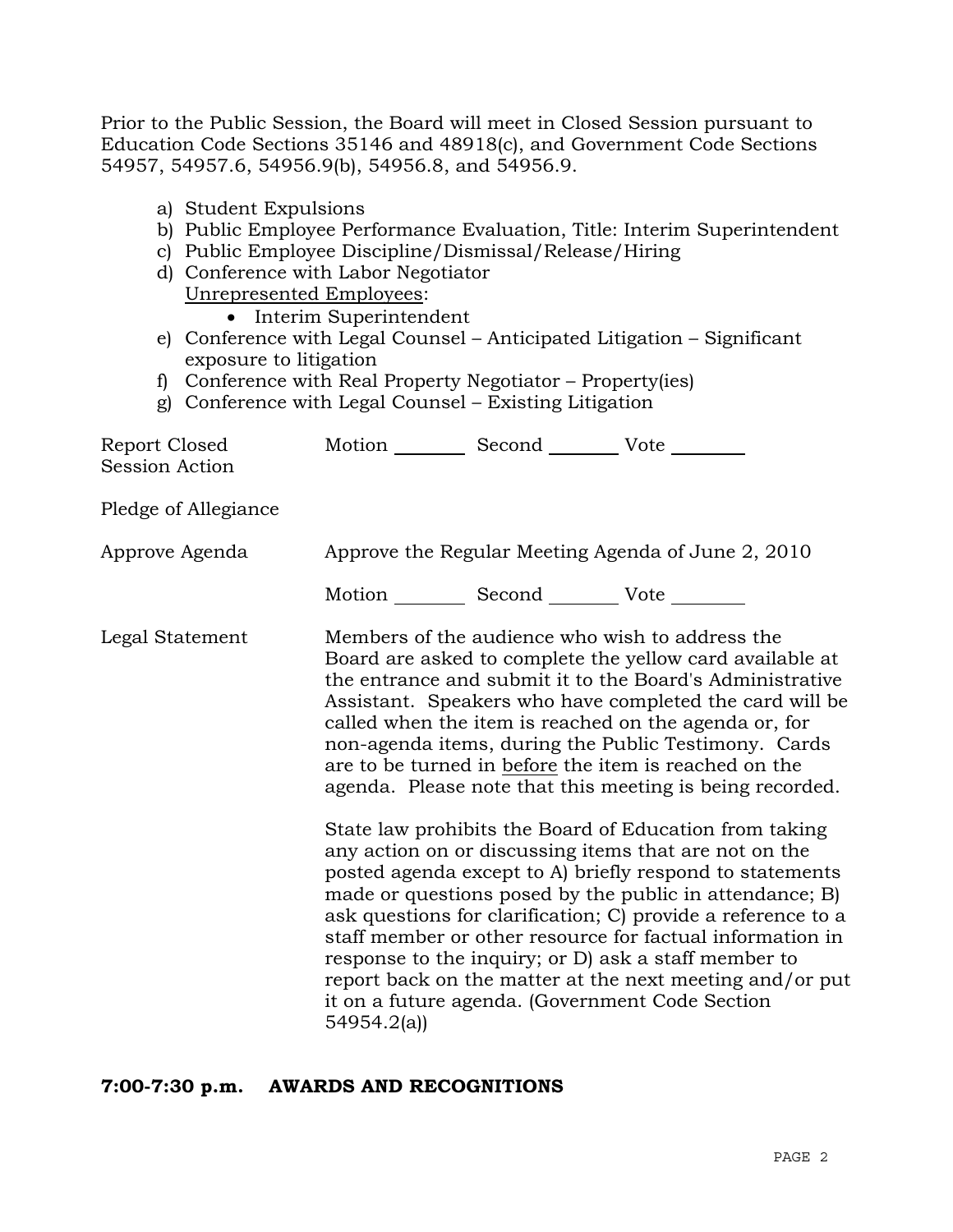Prior to the Public Session, the Board will meet in Closed Session pursuant to Education Code Sections 35146 and 48918(c), and Government Code Sections 54957, 54957.6, 54956.9(b), 54956.8, and 54956.9.

a) Student Expulsions
b) Public Employee Performance Evaluation, Title: Interim Superintendent
c) Public Employee Discipline/Dismissal/Release/Hiring
d) Conference with Labor Negotiator
   Unrepresented Employees:
   - Interim Superintendent
e) Conference with Legal Counsel – Anticipated Litigation – Significant exposure to litigation
f) Conference with Real Property Negotiator – Property(ies)
g) Conference with Legal Counsel – Existing Litigation

Report Closed Session Action — Motion ________ Second ________ Vote ________

Pledge of Allegiance

Approve Agenda — Approve the Regular Meeting Agenda of June 2, 2010

Motion ________ Second ________ Vote ________

Legal Statement — Members of the audience who wish to address the Board are asked to complete the yellow card available at the entrance and submit it to the Board's Administrative Assistant. Speakers who have completed the card will be called when the item is reached on the agenda or, for non-agenda items, during the Public Testimony. Cards are to be turned in before the item is reached on the agenda. Please note that this meeting is being recorded.

State law prohibits the Board of Education from taking any action on or discussing items that are not on the posted agenda except to A) briefly respond to statements made or questions posed by the public in attendance; B) ask questions for clarification; C) provide a reference to a staff member or other resource for factual information in response to the inquiry; or D) ask a staff member to report back on the matter at the next meeting and/or put it on a future agenda. (Government Code Section 54954.2(a))

**7:00-7:30 p.m. AWARDS AND RECOGNITIONS**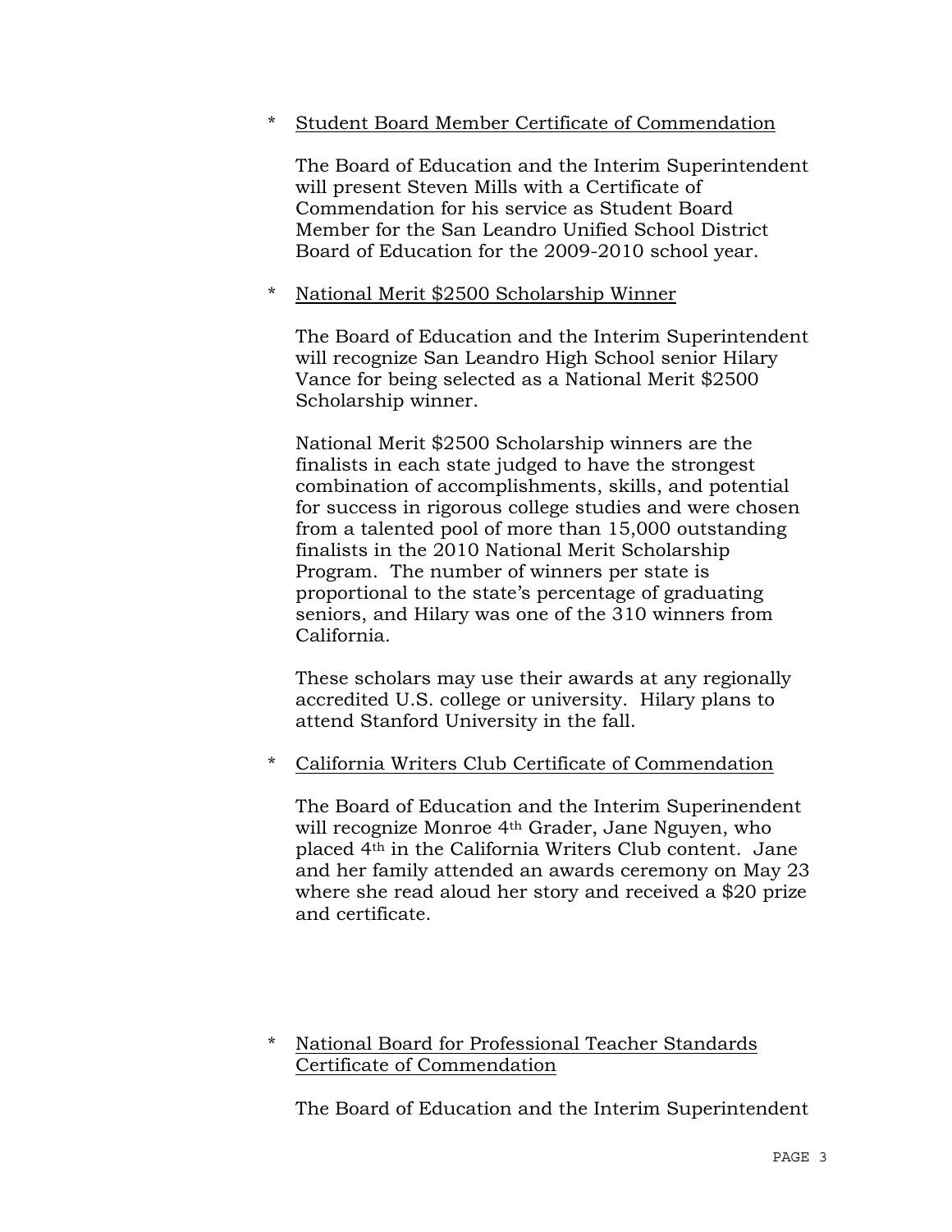\* Student Board Member Certificate of Commendation

The Board of Education and the Interim Superintendent will present Steven Mills with a Certificate of Commendation for his service as Student Board Member for the San Leandro Unified School District Board of Education for the 2009-2010 school year.

\* National Merit $2500 Scholarship Winner

The Board of Education and the Interim Superintendent will recognize San Leandro High School senior Hilary Vance for being selected as a National Merit $2500 Scholarship winner.

National Merit $2500 Scholarship winners are the finalists in each state judged to have the strongest combination of accomplishments, skills, and potential for success in rigorous college studies and were chosen from a talented pool of more than 15,000 outstanding finalists in the 2010 National Merit Scholarship Program. The number of winners per state is proportional to the state's percentage of graduating seniors, and Hilary was one of the 310 winners from California.

These scholars may use their awards at any regionally accredited U.S. college or university. Hilary plans to attend Stanford University in the fall.

\* California Writers Club Certificate of Commendation

The Board of Education and the Interim Superinendent will recognize Monroe 4th Grader, Jane Nguyen, who placed 4th in the California Writers Club content. Jane and her family attended an awards ceremony on May 23 where she read aloud her story and received a $20 prize and certificate.

\* National Board for Professional Teacher Standards Certificate of Commendation

The Board of Education and the Interim Superintendent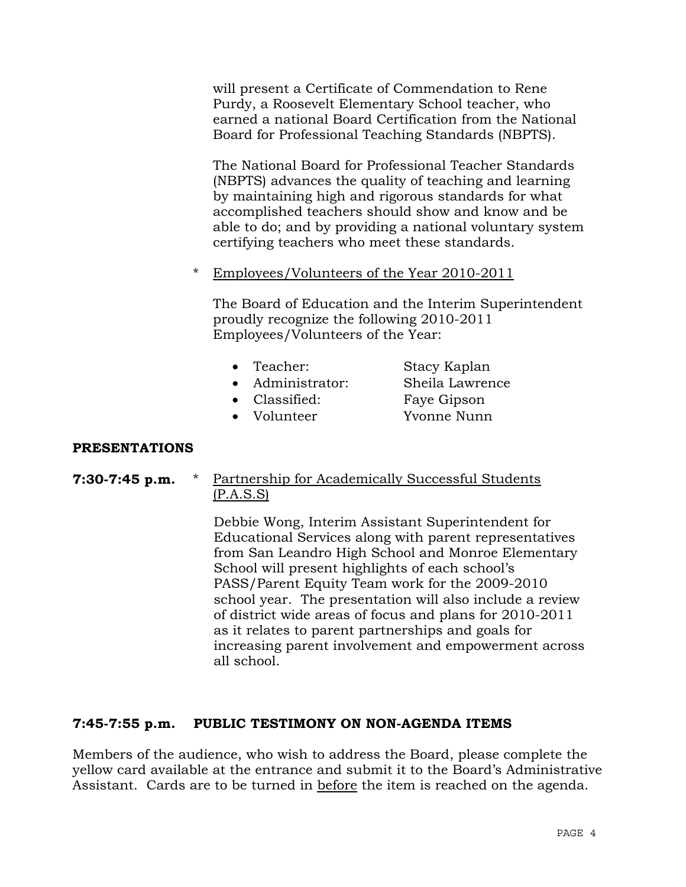will present a Certificate of Commendation to Rene Purdy, a Roosevelt Elementary School teacher, who earned a national Board Certification from the National Board for Professional Teaching Standards (NBPTS).

The National Board for Professional Teacher Standards (NBPTS) advances the quality of teaching and learning by maintaining high and rigorous standards for what accomplished teachers should show and know and be able to do; and by providing a national voluntary system certifying teachers who meet these standards.

\* Employees/Volunteers of the Year 2010-2011

The Board of Education and the Interim Superintendent proudly recognize the following 2010-2011 Employees/Volunteers of the Year:

- Teacher: Stacy Kaplan
- Administrator: Sheila Lawrence
- Classified: Faye Gipson
- Volunteer Yvonne Nunn

**PRESENTATIONS**

**7:30-7:45 p.m.** \* Partnership for Academically Successful Students (P.A.S.S)

Debbie Wong, Interim Assistant Superintendent for Educational Services along with parent representatives from San Leandro High School and Monroe Elementary School will present highlights of each school's PASS/Parent Equity Team work for the 2009-2010 school year. The presentation will also include a review of district wide areas of focus and plans for 2010-2011 as it relates to parent partnerships and goals for increasing parent involvement and empowerment across all school.

**7:45-7:55 p.m. PUBLIC TESTIMONY ON NON-AGENDA ITEMS**

Members of the audience, who wish to address the Board, please complete the yellow card available at the entrance and submit it to the Board's Administrative Assistant. Cards are to be turned in before the item is reached on the agenda.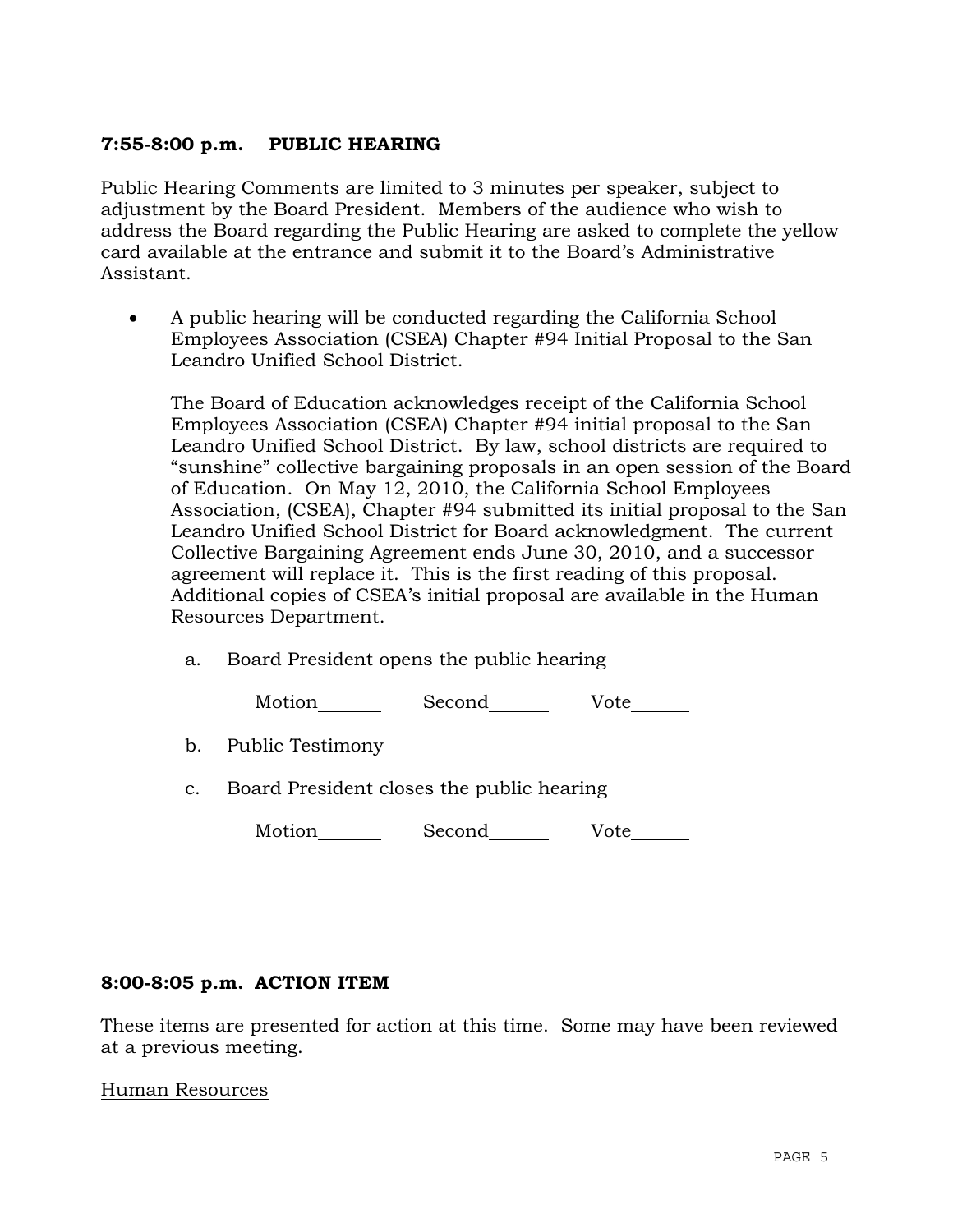**7:55-8:00 p.m. PUBLIC HEARING**

Public Hearing Comments are limited to 3 minutes per speaker, subject to adjustment by the Board President. Members of the audience who wish to address the Board regarding the Public Hearing are asked to complete the yellow card available at the entrance and submit it to the Board's Administrative Assistant.

- A public hearing will be conducted regarding the California School Employees Association (CSEA) Chapter #94 Initial Proposal to the San Leandro Unified School District.

  The Board of Education acknowledges receipt of the California School Employees Association (CSEA) Chapter #94 initial proposal to the San Leandro Unified School District. By law, school districts are required to "sunshine" collective bargaining proposals in an open session of the Board of Education. On May 12, 2010, the California School Employees Association, (CSEA), Chapter #94 submitted its initial proposal to the San Leandro Unified School District for Board acknowledgment. The current Collective Bargaining Agreement ends June 30, 2010, and a successor agreement will replace it. This is the first reading of this proposal. Additional copies of CSEA's initial proposal are available in the Human Resources Department.

  a. Board President opens the public hearing

     Motion_______ Second_______ Vote_______

  b. Public Testimony

  c. Board President closes the public hearing

     Motion_______ Second_______ Vote_______

**8:00-8:05 p.m. ACTION ITEM**

These items are presented for action at this time. Some may have been reviewed at a previous meeting.

Human Resources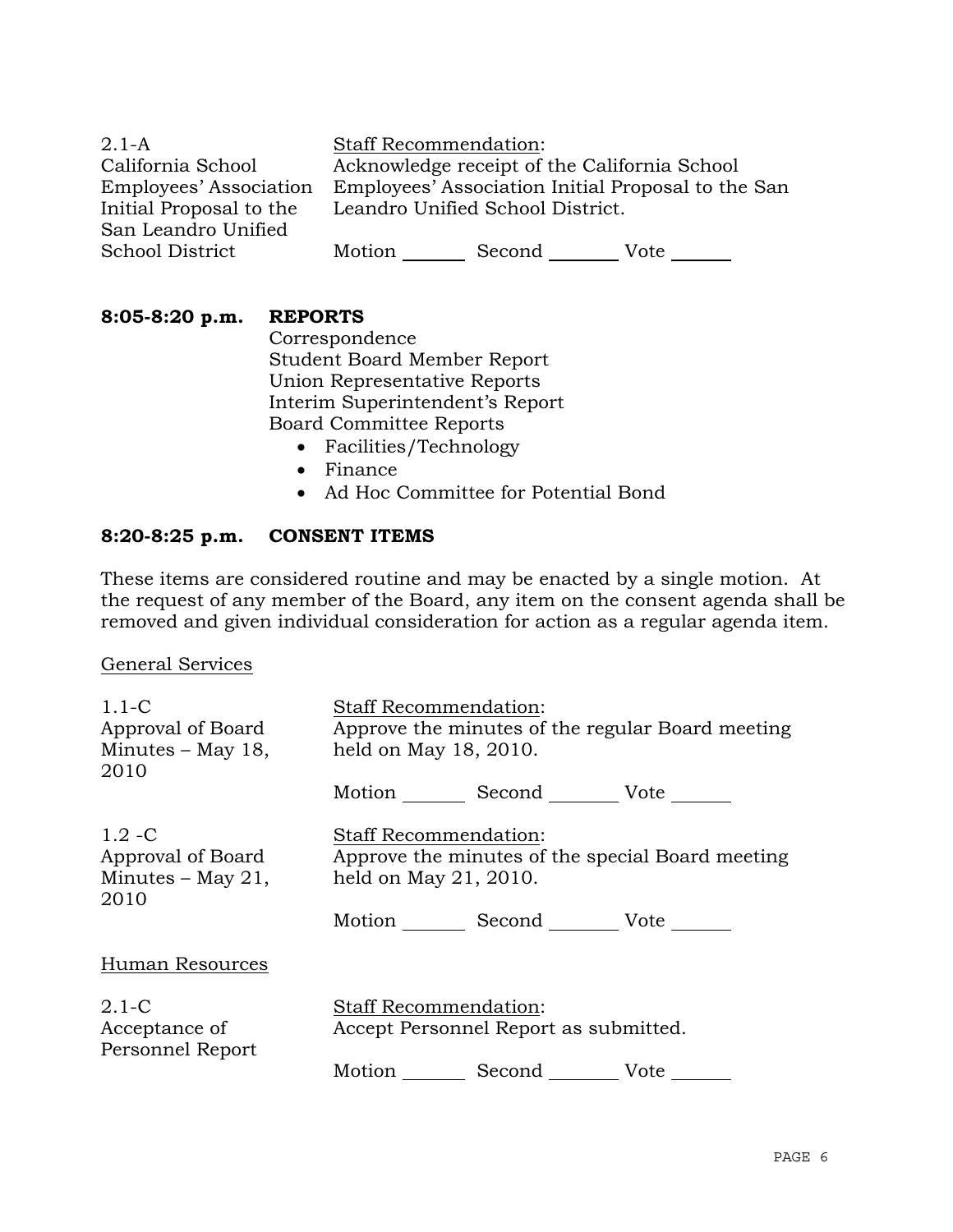2.1-A
California School Employees' Association Initial Proposal to the San Leandro Unified School District

Staff Recommendation:
Acknowledge receipt of the California School Employees' Association Initial Proposal to the San Leandro Unified School District.

Motion _______ Second ________ Vote _______

**8:05-8:20 p.m. REPORTS**

Correspondence
Student Board Member Report
Union Representative Reports
Interim Superintendent's Report
Board Committee Reports

- Facilities/Technology
- Finance
- Ad Hoc Committee for Potential Bond

**8:20-8:25 p.m. CONSENT ITEMS**

These items are considered routine and may be enacted by a single motion. At the request of any member of the Board, any item on the consent agenda shall be removed and given individual consideration for action as a regular agenda item.

General Services

1.1-C
Approval of Board Minutes – May 18, 2010

Staff Recommendation:
Approve the minutes of the regular Board meeting held on May 18, 2010.

Motion _______ Second ________ Vote _______

1.2 -C
Approval of Board Minutes – May 21, 2010

Staff Recommendation:
Approve the minutes of the special Board meeting held on May 21, 2010.

Motion _______ Second ________ Vote _______

Human Resources

2.1-C
Acceptance of Personnel Report

Staff Recommendation:
Accept Personnel Report as submitted.

Motion _______ Second ________ Vote _______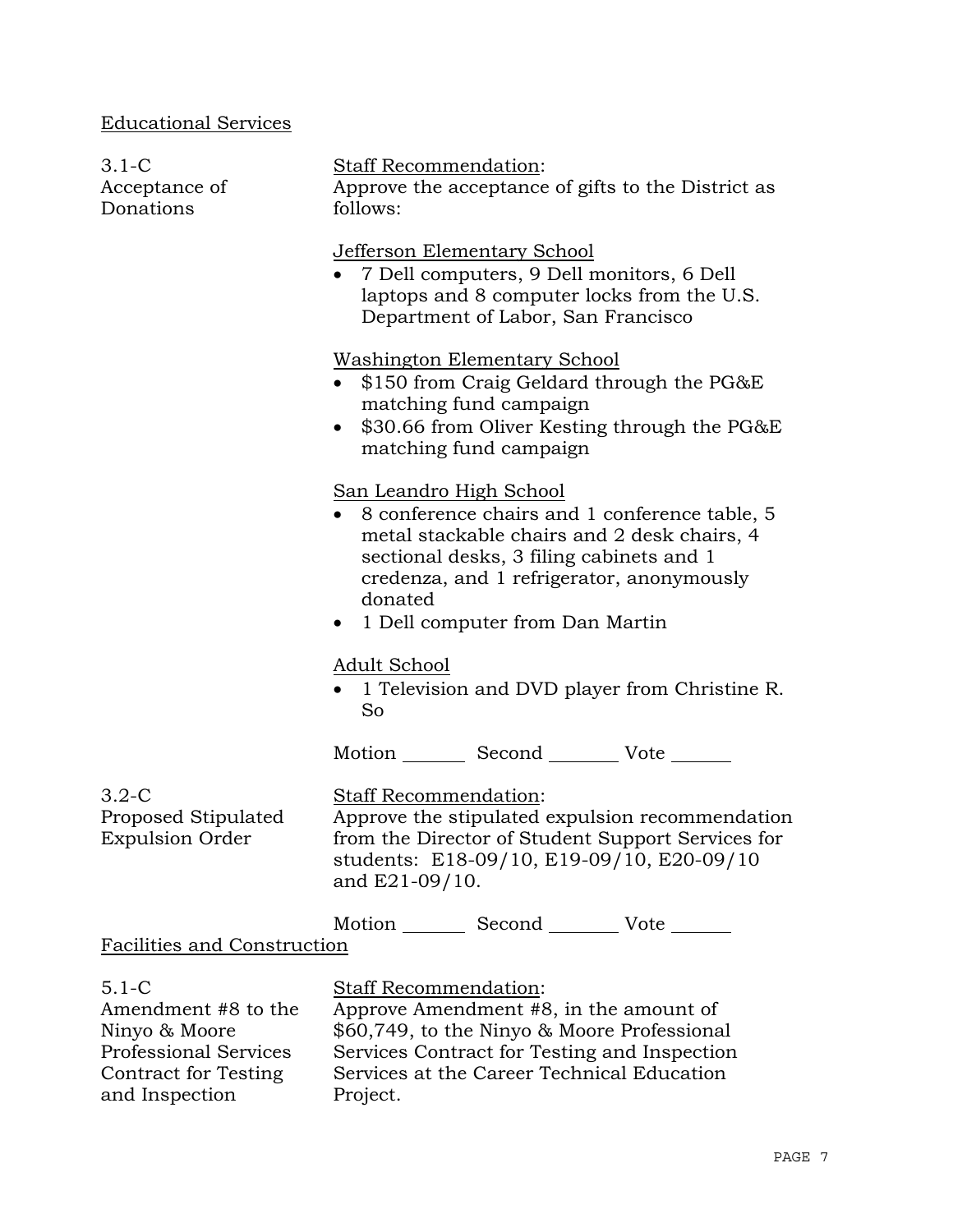## Educational Services

**3.1-C Acceptance of Donations**

Staff Recommendation:
Approve the acceptance of gifts to the District as follows:

Jefferson Elementary School

- 7 Dell computers, 9 Dell monitors, 6 Dell laptops and 8 computer locks from the U.S. Department of Labor, San Francisco

Washington Elementary School

- $150 from Craig Geldard through the PG&E matching fund campaign
- $30.66 from Oliver Kesting through the PG&E matching fund campaign

San Leandro High School

- 8 conference chairs and 1 conference table, 5 metal stackable chairs and 2 desk chairs, 4 sectional desks, 3 filing cabinets and 1 credenza, and 1 refrigerator, anonymously donated
- 1 Dell computer from Dan Martin

Adult School

- 1 Television and DVD player from Christine R. So

Motion _______ Second _______ Vote _______

**3.2-C Proposed Stipulated Expulsion Order**

Staff Recommendation:
Approve the stipulated expulsion recommendation from the Director of Student Support Services for students: E18-09/10, E19-09/10, E20-09/10 and E21-09/10.

Motion _______ Second _______ Vote _______

## Facilities and Construction

**5.1-C Amendment #8 to the Ninyo & Moore Professional Services Contract for Testing and Inspection**

Staff Recommendation:
Approve Amendment #8, in the amount of $60,749, to the Ninyo & Moore Professional Services Contract for Testing and Inspection Services at the Career Technical Education Project.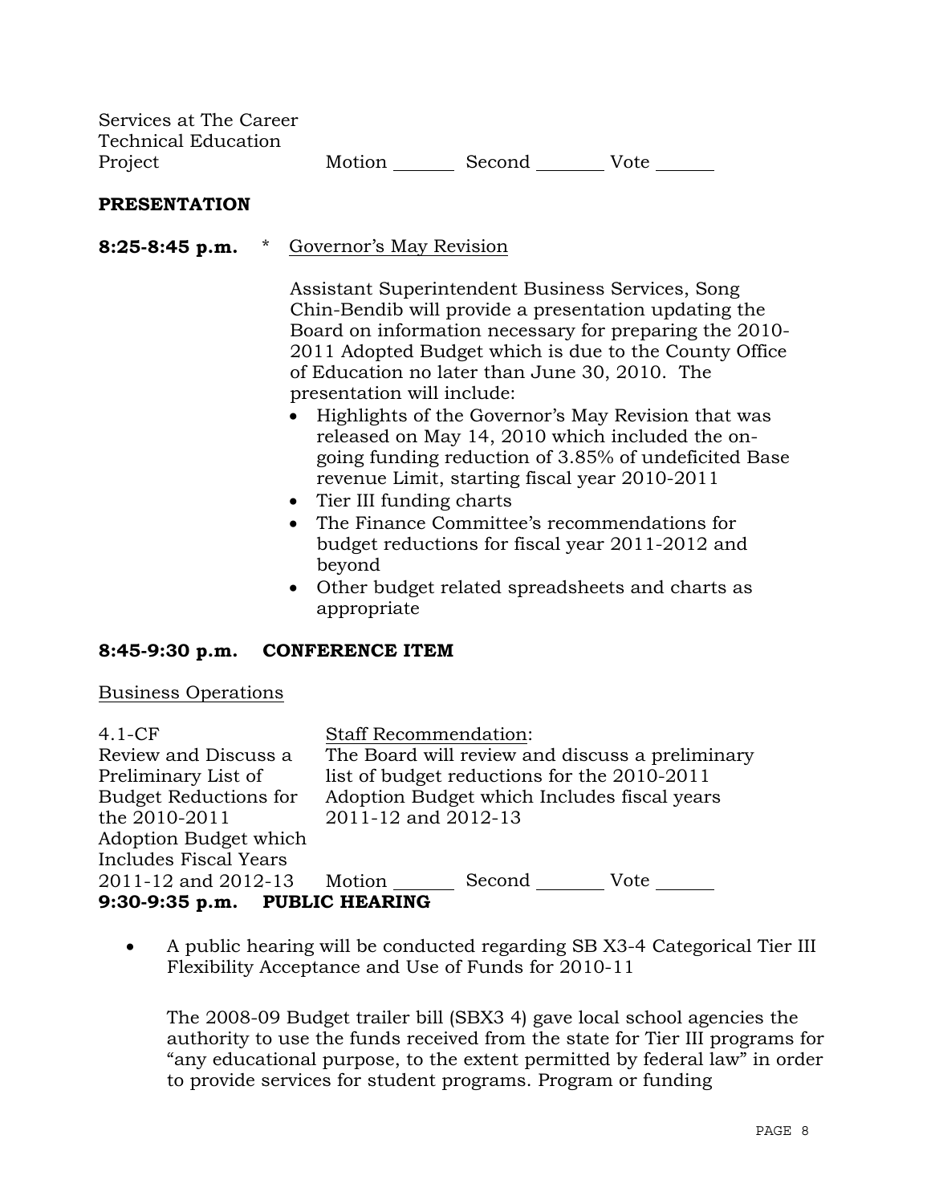Services at The Career Technical Education Project Motion _______ Second ________ Vote _______

**PRESENTATION**

**8:25-8:45 p.m.** * Governor's May Revision

Assistant Superintendent Business Services, Song Chin-Bendib will provide a presentation updating the Board on information necessary for preparing the 2010-2011 Adopted Budget which is due to the County Office of Education no later than June 30, 2010. The presentation will include:

- Highlights of the Governor's May Revision that was released on May 14, 2010 which included the on-going funding reduction of 3.85% of undeficited Base revenue Limit, starting fiscal year 2010-2011
- Tier III funding charts
- The Finance Committee's recommendations for budget reductions for fiscal year 2011-2012 and beyond
- Other budget related spreadsheets and charts as appropriate

**8:45-9:30 p.m. CONFERENCE ITEM**

Business Operations

4.1-CF Review and Discuss a Preliminary List of Budget Reductions for the 2010-2011 Adoption Budget which Includes Fiscal Years 2011-12 and 2012-13

Staff Recommendation:
The Board will review and discuss a preliminary list of budget reductions for the 2010-2011 Adoption Budget which Includes fiscal years 2011-12 and 2012-13

Motion _______ Second ________ Vote _______

**9:30-9:35 p.m. PUBLIC HEARING**

- A public hearing will be conducted regarding SB X3-4 Categorical Tier III Flexibility Acceptance and Use of Funds for 2010-11

  The 2008-09 Budget trailer bill (SBX3 4) gave local school agencies the authority to use the funds received from the state for Tier III programs for "any educational purpose, to the extent permitted by federal law" in order to provide services for student programs. Program or funding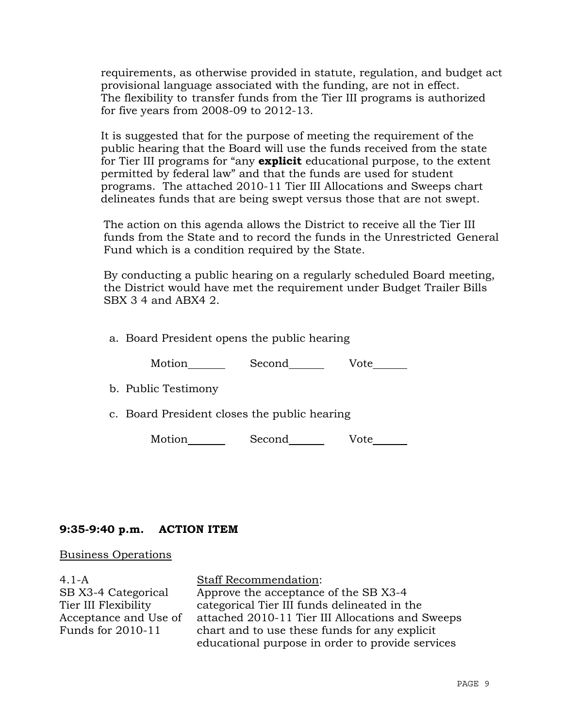requirements, as otherwise provided in statute, regulation, and budget act provisional language associated with the funding, are not in effect. The flexibility to transfer funds from the Tier III programs is authorized for five years from 2008-09 to 2012-13.

It is suggested that for the purpose of meeting the requirement of the public hearing that the Board will use the funds received from the state for Tier III programs for "any **explicit** educational purpose, to the extent permitted by federal law" and that the funds are used for student programs. The attached 2010-11 Tier III Allocations and Sweeps chart delineates funds that are being swept versus those that are not swept.

The action on this agenda allows the District to receive all the Tier III funds from the State and to record the funds in the Unrestricted General Fund which is a condition required by the State.

By conducting a public hearing on a regularly scheduled Board meeting, the District would have met the requirement under Budget Trailer Bills SBX 3 4 and ABX4 2.

a. Board President opens the public hearing

   Motion_______ Second______ Vote______

b. Public Testimony

c. Board President closes the public hearing

   Motion_______ Second______ Vote______

**9:35-9:40 p.m. ACTION ITEM**

Business Operations

| | |
|---|---|
| 4.1-A<br>SB X3-4 Categorical Tier III Flexibility Acceptance and Use of Funds for 2010-11 | Staff Recommendation:<br>Approve the acceptance of the SB X3-4 categorical Tier III funds delineated in the attached 2010-11 Tier III Allocations and Sweeps chart and to use these funds for any explicit educational purpose in order to provide services |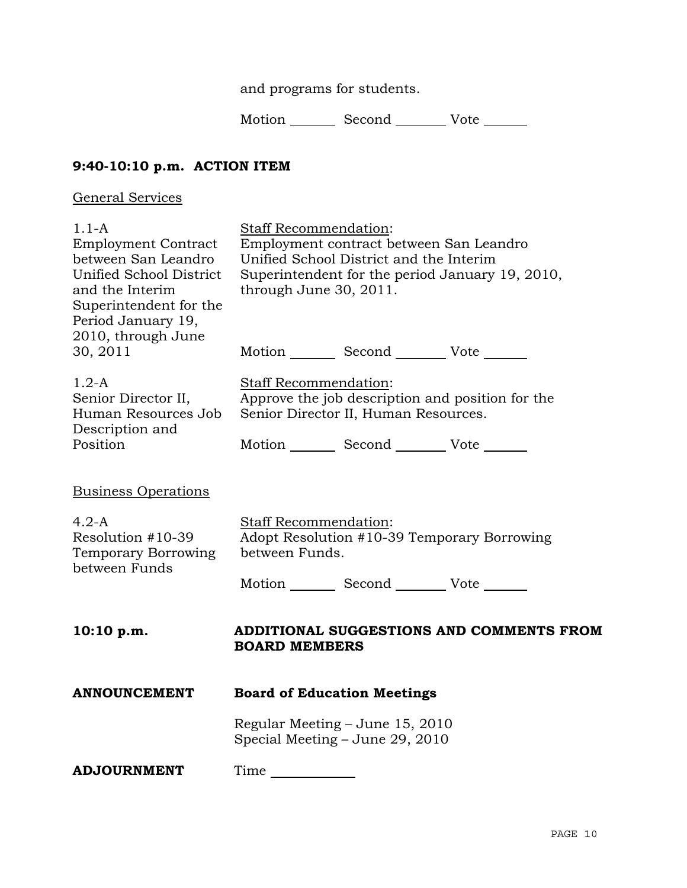and programs for students.

Motion _______ Second _______ Vote _______

**9:40-10:10 p.m. ACTION ITEM**

General Services

1.1-A
Employment Contract between San Leandro Unified School District and the Interim Superintendent for the Period January 19, 2010, through June 30, 2011

Staff Recommendation:
Employment contract between San Leandro Unified School District and the Interim Superintendent for the period January 19, 2010, through June 30, 2011.

Motion _______ Second _______ Vote _______

1.2-A
Senior Director II, Human Resources Job Description and Position

Staff Recommendation:
Approve the job description and position for the Senior Director II, Human Resources.

Motion _______ Second _______ Vote _______

Business Operations

4.2-A
Resolution #10-39 Temporary Borrowing between Funds

Staff Recommendation:
Adopt Resolution #10-39 Temporary Borrowing between Funds.

Motion _______ Second _______ Vote _______

**10:10 p.m.** **ADDITIONAL SUGGESTIONS AND COMMENTS FROM BOARD MEMBERS**

**ANNOUNCEMENT** **Board of Education Meetings**

Regular Meeting – June 15, 2010
Special Meeting – June 29, 2010

**ADJOURNMENT** Time __________